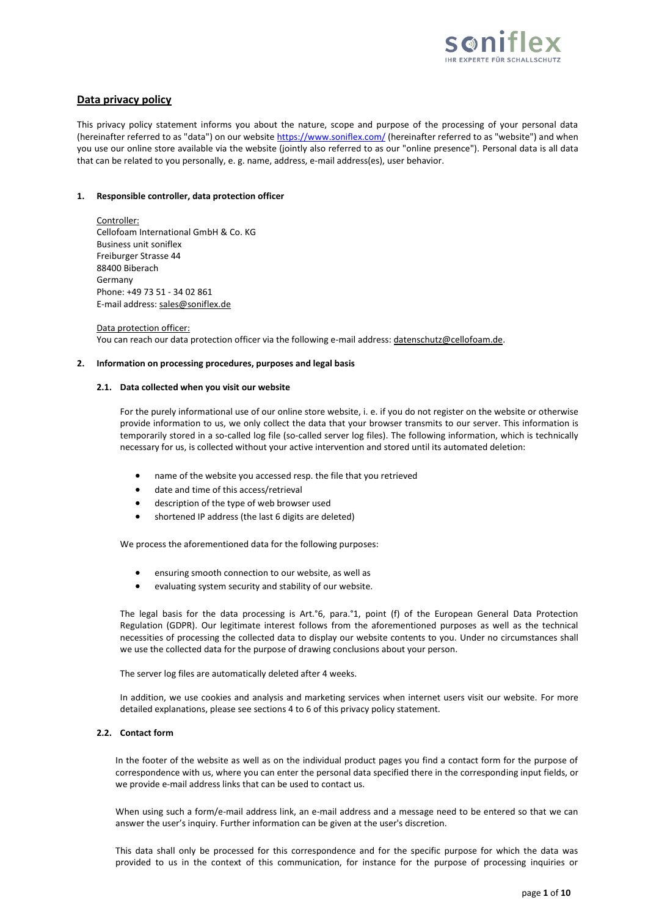# Data privacy policy

This privacy policy statement informs you about the nature, scope and purpose of the processing of your personal data (hereinafter referred to as "data") on our website https://www.soniflex.com/ (hereinafter referred to as "website") and when you use our online store available via the website (jointly also referred to as our "online presence"). Personal data is all data that can be related to you personally, e. g. name, address, e-mail address(es), user behavior.

## 1. Responsible controller, data protection officer

Controller:
Cellofoam International GmbH & Co. KG
Business unit soniflex
Freiburger Strasse 44
88400 Biberach
Germany
Phone: +49 73 51 - 34 02 861
E-mail address: sales@soniflex.de

Data protection officer:
You can reach our data protection officer via the following e-mail address: datenschutz@cellofoam.de.

## 2. Information on processing procedures, purposes and legal basis

### 2.1. Data collected when you visit our website

For the purely informational use of our online store website, i. e. if you do not register on the website or otherwise provide information to us, we only collect the data that your browser transmits to our server. This information is temporarily stored in a so-called log file (so-called server log files). The following information, which is technically necessary for us, is collected without your active intervention and stored until its automated deletion:

- name of the website you accessed resp. the file that you retrieved
- date and time of this access/retrieval
- description of the type of web browser used
- shortened IP address (the last 6 digits are deleted)

We process the aforementioned data for the following purposes:

- ensuring smooth connection to our website, as well as
- evaluating system security and stability of our website.

The legal basis for the data processing is Art.°6, para.°1, point (f) of the European General Data Protection Regulation (GDPR). Our legitimate interest follows from the aforementioned purposes as well as the technical necessities of processing the collected data to display our website contents to you. Under no circumstances shall we use the collected data for the purpose of drawing conclusions about your person.

The server log files are automatically deleted after 4 weeks.

In addition, we use cookies and analysis and marketing services when internet users visit our website. For more detailed explanations, please see sections 4 to 6 of this privacy policy statement.

### 2.2. Contact form

In the footer of the website as well as on the individual product pages you find a contact form for the purpose of correspondence with us, where you can enter the personal data specified there in the corresponding input fields, or we provide e-mail address links that can be used to contact us.

When using such a form/e-mail address link, an e-mail address and a message need to be entered so that we can answer the user's inquiry. Further information can be given at the user's discretion.

This data shall only be processed for this correspondence and for the specific purpose for which the data was provided to us in the context of this communication, for instance for the purpose of processing inquiries or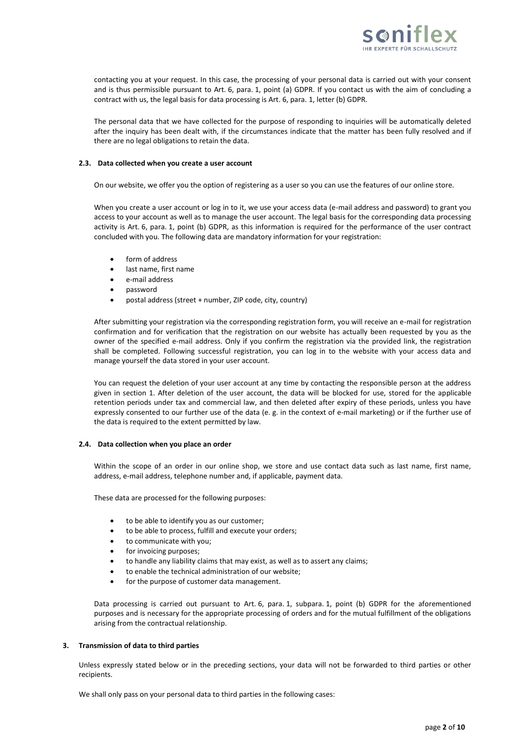contacting you at your request. In this case, the processing of your personal data is carried out with your consent and is thus permissible pursuant to Art. 6, para. 1, point (a) GDPR. If you contact us with the aim of concluding a contract with us, the legal basis for data processing is Art. 6, para. 1, letter (b) GDPR.

The personal data that we have collected for the purpose of responding to inquiries will be automatically deleted after the inquiry has been dealt with, if the circumstances indicate that the matter has been fully resolved and if there are no legal obligations to retain the data.

### 2.3. Data collected when you create a user account

On our website, we offer you the option of registering as a user so you can use the features of our online store.

When you create a user account or log in to it, we use your access data (e-mail address and password) to grant you access to your account as well as to manage the user account. The legal basis for the corresponding data processing activity is Art. 6, para. 1, point (b) GDPR, as this information is required for the performance of the user contract concluded with you. The following data are mandatory information for your registration:

- form of address
- last name, first name
- e-mail address
- password
- postal address (street + number, ZIP code, city, country)

After submitting your registration via the corresponding registration form, you will receive an e-mail for registration confirmation and for verification that the registration on our website has actually been requested by you as the owner of the specified e-mail address. Only if you confirm the registration via the provided link, the registration shall be completed. Following successful registration, you can log in to the website with your access data and manage yourself the data stored in your user account.

You can request the deletion of your user account at any time by contacting the responsible person at the address given in section 1. After deletion of the user account, the data will be blocked for use, stored for the applicable retention periods under tax and commercial law, and then deleted after expiry of these periods, unless you have expressly consented to our further use of the data (e. g. in the context of e-mail marketing) or if the further use of the data is required to the extent permitted by law.

### 2.4. Data collection when you place an order

Within the scope of an order in our online shop, we store and use contact data such as last name, first name, address, e-mail address, telephone number and, if applicable, payment data.

These data are processed for the following purposes:

- to be able to identify you as our customer;
- to be able to process, fulfill and execute your orders;
- to communicate with you;
- for invoicing purposes;
- to handle any liability claims that may exist, as well as to assert any claims;
- to enable the technical administration of our website;
- for the purpose of customer data management.

Data processing is carried out pursuant to Art. 6, para. 1, subpara. 1, point (b) GDPR for the aforementioned purposes and is necessary for the appropriate processing of orders and for the mutual fulfillment of the obligations arising from the contractual relationship.

## 3. Transmission of data to third parties

Unless expressly stated below or in the preceding sections, your data will not be forwarded to third parties or other recipients.

We shall only pass on your personal data to third parties in the following cases: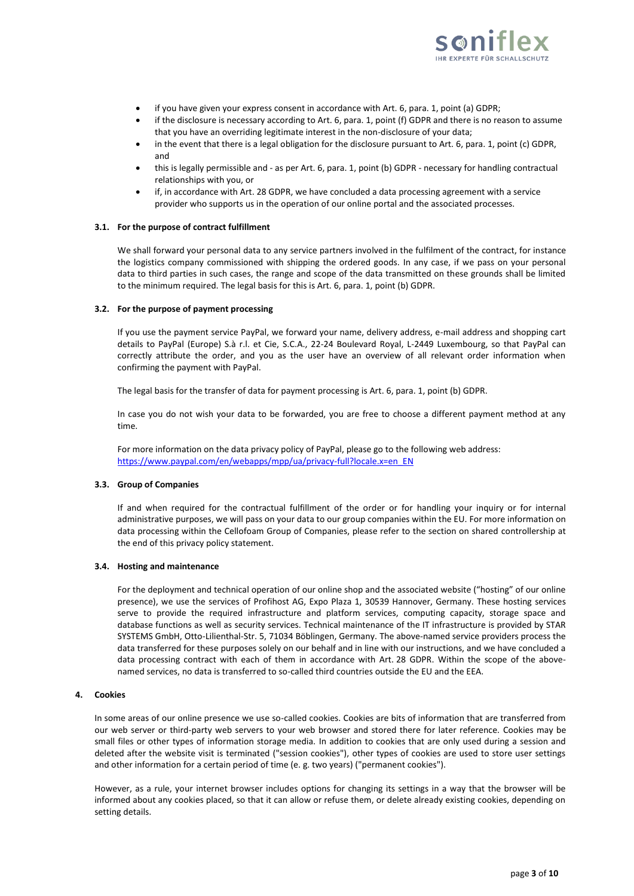- if you have given your express consent in accordance with Art. 6, para. 1, point (a) GDPR;
- if the disclosure is necessary according to Art. 6, para. 1, point (f) GDPR and there is no reason to assume that you have an overriding legitimate interest in the non-disclosure of your data;
- in the event that there is a legal obligation for the disclosure pursuant to Art. 6, para. 1, point (c) GDPR, and
- this is legally permissible and - as per Art. 6, para. 1, point (b) GDPR - necessary for handling contractual relationships with you, or
- if, in accordance with Art. 28 GDPR, we have concluded a data processing agreement with a service provider who supports us in the operation of our online portal and the associated processes.

### 3.1. For the purpose of contract fulfillment

We shall forward your personal data to any service partners involved in the fulfilment of the contract, for instance the logistics company commissioned with shipping the ordered goods. In any case, if we pass on your personal data to third parties in such cases, the range and scope of the data transmitted on these grounds shall be limited to the minimum required. The legal basis for this is Art. 6, para. 1, point (b) GDPR.

### 3.2. For the purpose of payment processing

If you use the payment service PayPal, we forward your name, delivery address, e-mail address and shopping cart details to PayPal (Europe) S.à r.l. et Cie, S.C.A., 22-24 Boulevard Royal, L-2449 Luxembourg, so that PayPal can correctly attribute the order, and you as the user have an overview of all relevant order information when confirming the payment with PayPal.

The legal basis for the transfer of data for payment processing is Art. 6, para. 1, point (b) GDPR.

In case you do not wish your data to be forwarded, you are free to choose a different payment method at any time.

For more information on the data privacy policy of PayPal, please go to the following web address: https://www.paypal.com/en/webapps/mpp/ua/privacy-full?locale.x=en_EN

### 3.3. Group of Companies

If and when required for the contractual fulfillment of the order or for handling your inquiry or for internal administrative purposes, we will pass on your data to our group companies within the EU. For more information on data processing within the Cellofoam Group of Companies, please refer to the section on shared controllership at the end of this privacy policy statement.

### 3.4. Hosting and maintenance

For the deployment and technical operation of our online shop and the associated website ("hosting" of our online presence), we use the services of Profihost AG, Expo Plaza 1, 30539 Hannover, Germany. These hosting services serve to provide the required infrastructure and platform services, computing capacity, storage space and database functions as well as security services. Technical maintenance of the IT infrastructure is provided by STAR SYSTEMS GmbH, Otto-Lilienthal-Str. 5, 71034 Böblingen, Germany. The above-named service providers process the data transferred for these purposes solely on our behalf and in line with our instructions, and we have concluded a data processing contract with each of them in accordance with Art. 28 GDPR. Within the scope of the above-named services, no data is transferred to so-called third countries outside the EU and the EEA.

## 4. Cookies

In some areas of our online presence we use so-called cookies. Cookies are bits of information that are transferred from our web server or third-party web servers to your web browser and stored there for later reference. Cookies may be small files or other types of information storage media. In addition to cookies that are only used during a session and deleted after the website visit is terminated ("session cookies"), other types of cookies are used to store user settings and other information for a certain period of time (e. g. two years) ("permanent cookies").

However, as a rule, your internet browser includes options for changing its settings in a way that the browser will be informed about any cookies placed, so that it can allow or refuse them, or delete already existing cookies, depending on setting details.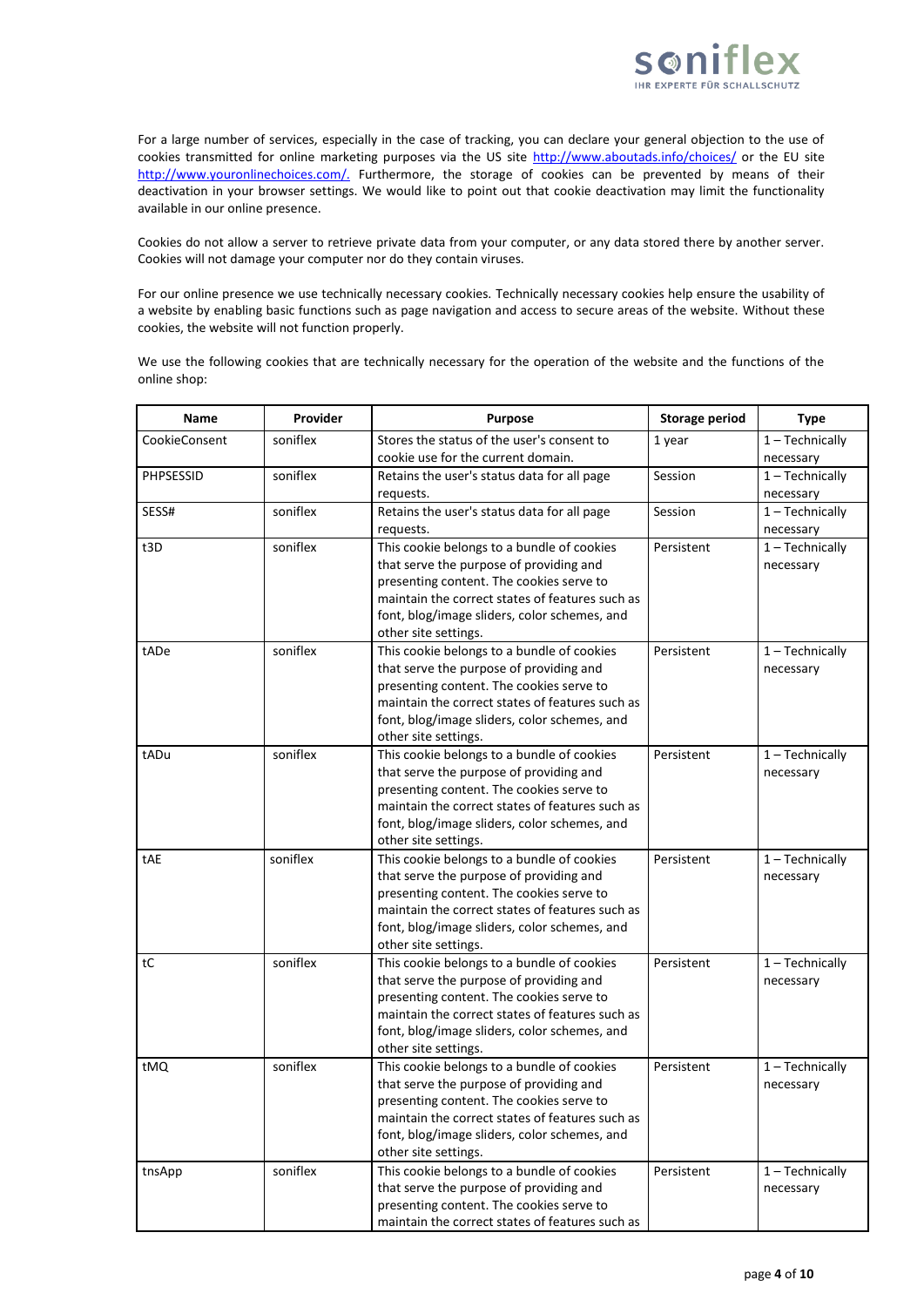For a large number of services, especially in the case of tracking, you can declare your general objection to the use of cookies transmitted for online marketing purposes via the US site http://www.aboutads.info/choices/ or the EU site http://www.youronlinechoices.com/. Furthermore, the storage of cookies can be prevented by means of their deactivation in your browser settings. We would like to point out that cookie deactivation may limit the functionality available in our online presence.

Cookies do not allow a server to retrieve private data from your computer, or any data stored there by another server. Cookies will not damage your computer nor do they contain viruses.

For our online presence we use technically necessary cookies. Technically necessary cookies help ensure the usability of a website by enabling basic functions such as page navigation and access to secure areas of the website. Without these cookies, the website will not function properly.

We use the following cookies that are technically necessary for the operation of the website and the functions of the online shop:

| Name | Provider | Purpose | Storage period | Type |
|---|---|---|---|---|
| CookieConsent | soniflex | Stores the status of the user's consent to cookie use for the current domain. | 1 year | 1 – Technically necessary |
| PHPSESSID | soniflex | Retains the user's status data for all page requests. | Session | 1 – Technically necessary |
| SESS# | soniflex | Retains the user's status data for all page requests. | Session | 1 – Technically necessary |
| t3D | soniflex | This cookie belongs to a bundle of cookies that serve the purpose of providing and presenting content. The cookies serve to maintain the correct states of features such as font, blog/image sliders, color schemes, and other site settings. | Persistent | 1 – Technically necessary |
| tADe | soniflex | This cookie belongs to a bundle of cookies that serve the purpose of providing and presenting content. The cookies serve to maintain the correct states of features such as font, blog/image sliders, color schemes, and other site settings. | Persistent | 1 – Technically necessary |
| tADu | soniflex | This cookie belongs to a bundle of cookies that serve the purpose of providing and presenting content. The cookies serve to maintain the correct states of features such as font, blog/image sliders, color schemes, and other site settings. | Persistent | 1 – Technically necessary |
| tAE | soniflex | This cookie belongs to a bundle of cookies that serve the purpose of providing and presenting content. The cookies serve to maintain the correct states of features such as font, blog/image sliders, color schemes, and other site settings. | Persistent | 1 – Technically necessary |
| tC | soniflex | This cookie belongs to a bundle of cookies that serve the purpose of providing and presenting content. The cookies serve to maintain the correct states of features such as font, blog/image sliders, color schemes, and other site settings. | Persistent | 1 – Technically necessary |
| tMQ | soniflex | This cookie belongs to a bundle of cookies that serve the purpose of providing and presenting content. The cookies serve to maintain the correct states of features such as font, blog/image sliders, color schemes, and other site settings. | Persistent | 1 – Technically necessary |
| tnsApp | soniflex | This cookie belongs to a bundle of cookies that serve the purpose of providing and presenting content. The cookies serve to maintain the correct states of features such as | Persistent | 1 – Technically necessary |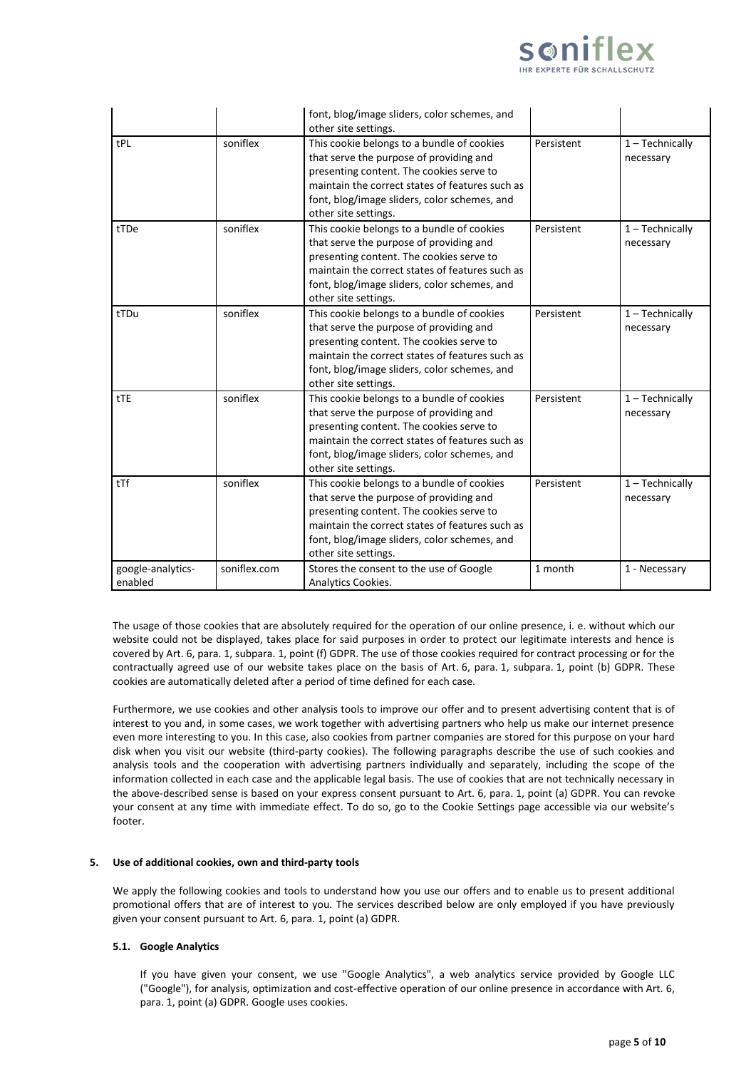| | | font, blog/image sliders, color schemes, and other site settings. | | |
|---|---|---|---|---|
| tPL | soniflex | This cookie belongs to a bundle of cookies that serve the purpose of providing and presenting content. The cookies serve to maintain the correct states of features such as font, blog/image sliders, color schemes, and other site settings. | Persistent | 1 – Technically necessary |
| tTDe | soniflex | This cookie belongs to a bundle of cookies that serve the purpose of providing and presenting content. The cookies serve to maintain the correct states of features such as font, blog/image sliders, color schemes, and other site settings. | Persistent | 1 – Technically necessary |
| tTDu | soniflex | This cookie belongs to a bundle of cookies that serve the purpose of providing and presenting content. The cookies serve to maintain the correct states of features such as font, blog/image sliders, color schemes, and other site settings. | Persistent | 1 – Technically necessary |
| tTE | soniflex | This cookie belongs to a bundle of cookies that serve the purpose of providing and presenting content. The cookies serve to maintain the correct states of features such as font, blog/image sliders, color schemes, and other site settings. | Persistent | 1 – Technically necessary |
| tTf | soniflex | This cookie belongs to a bundle of cookies that serve the purpose of providing and presenting content. The cookies serve to maintain the correct states of features such as font, blog/image sliders, color schemes, and other site settings. | Persistent | 1 – Technically necessary |
| google-analytics-enabled | soniflex.com | Stores the consent to the use of Google Analytics Cookies. | 1 month | 1 - Necessary |

The usage of those cookies that are absolutely required for the operation of our online presence, i. e. without which our website could not be displayed, takes place for said purposes in order to protect our legitimate interests and hence is covered by Art. 6, para. 1, subpara. 1, point (f) GDPR. The use of those cookies required for contract processing or for the contractually agreed use of our website takes place on the basis of Art. 6, para. 1, subpara. 1, point (b) GDPR. These cookies are automatically deleted after a period of time defined for each case.

Furthermore, we use cookies and other analysis tools to improve our offer and to present advertising content that is of interest to you and, in some cases, we work together with advertising partners who help us make our internet presence even more interesting to you. In this case, also cookies from partner companies are stored for this purpose on your hard disk when you visit our website (third-party cookies). The following paragraphs describe the use of such cookies and analysis tools and the cooperation with advertising partners individually and separately, including the scope of the information collected in each case and the applicable legal basis. The use of cookies that are not technically necessary in the above-described sense is based on your express consent pursuant to Art. 6, para. 1, point (a) GDPR. You can revoke your consent at any time with immediate effect. To do so, go to the Cookie Settings page accessible via our website's footer.

## 5. Use of additional cookies, own and third-party tools

We apply the following cookies and tools to understand how you use our offers and to enable us to present additional promotional offers that are of interest to you. The services described below are only employed if you have previously given your consent pursuant to Art. 6, para. 1, point (a) GDPR.

### 5.1. Google Analytics

If you have given your consent, we use "Google Analytics", a web analytics service provided by Google LLC ("Google"), for analysis, optimization and cost-effective operation of our online presence in accordance with Art. 6, para. 1, point (a) GDPR. Google uses cookies.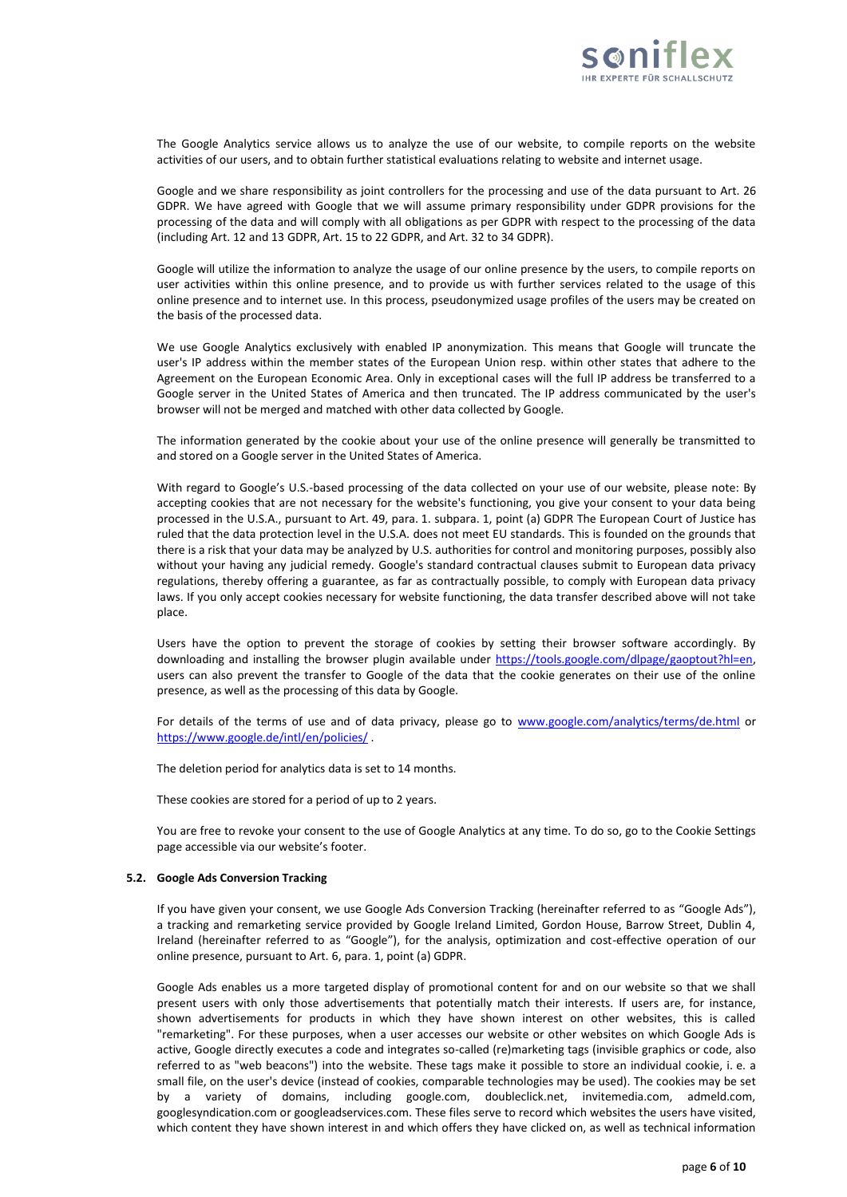The Google Analytics service allows us to analyze the use of our website, to compile reports on the website activities of our users, and to obtain further statistical evaluations relating to website and internet usage.

Google and we share responsibility as joint controllers for the processing and use of the data pursuant to Art. 26 GDPR. We have agreed with Google that we will assume primary responsibility under GDPR provisions for the processing of the data and will comply with all obligations as per GDPR with respect to the processing of the data (including Art. 12 and 13 GDPR, Art. 15 to 22 GDPR, and Art. 32 to 34 GDPR).

Google will utilize the information to analyze the usage of our online presence by the users, to compile reports on user activities within this online presence, and to provide us with further services related to the usage of this online presence and to internet use. In this process, pseudonymized usage profiles of the users may be created on the basis of the processed data.

We use Google Analytics exclusively with enabled IP anonymization. This means that Google will truncate the user's IP address within the member states of the European Union resp. within other states that adhere to the Agreement on the European Economic Area. Only in exceptional cases will the full IP address be transferred to a Google server in the United States of America and then truncated. The IP address communicated by the user's browser will not be merged and matched with other data collected by Google.

The information generated by the cookie about your use of the online presence will generally be transmitted to and stored on a Google server in the United States of America.

With regard to Google's U.S.-based processing of the data collected on your use of our website, please note: By accepting cookies that are not necessary for the website's functioning, you give your consent to your data being processed in the U.S.A., pursuant to Art. 49, para. 1. subpara. 1, point (a) GDPR The European Court of Justice has ruled that the data protection level in the U.S.A. does not meet EU standards. This is founded on the grounds that there is a risk that your data may be analyzed by U.S. authorities for control and monitoring purposes, possibly also without your having any judicial remedy. Google's standard contractual clauses submit to European data privacy regulations, thereby offering a guarantee, as far as contractually possible, to comply with European data privacy laws. If you only accept cookies necessary for website functioning, the data transfer described above will not take place.

Users have the option to prevent the storage of cookies by setting their browser software accordingly. By downloading and installing the browser plugin available under https://tools.google.com/dlpage/gaoptout?hl=en, users can also prevent the transfer to Google of the data that the cookie generates on their use of the online presence, as well as the processing of this data by Google.

For details of the terms of use and of data privacy, please go to www.google.com/analytics/terms/de.html or https://www.google.de/intl/en/policies/ .

The deletion period for analytics data is set to 14 months.

These cookies are stored for a period of up to 2 years.

You are free to revoke your consent to the use of Google Analytics at any time. To do so, go to the Cookie Settings page accessible via our website's footer.

### 5.2. Google Ads Conversion Tracking

If you have given your consent, we use Google Ads Conversion Tracking (hereinafter referred to as "Google Ads"), a tracking and remarketing service provided by Google Ireland Limited, Gordon House, Barrow Street, Dublin 4, Ireland (hereinafter referred to as "Google"), for the analysis, optimization and cost-effective operation of our online presence, pursuant to Art. 6, para. 1, point (a) GDPR.

Google Ads enables us a more targeted display of promotional content for and on our website so that we shall present users with only those advertisements that potentially match their interests. If users are, for instance, shown advertisements for products in which they have shown interest on other websites, this is called "remarketing". For these purposes, when a user accesses our website or other websites on which Google Ads is active, Google directly executes a code and integrates so-called (re)marketing tags (invisible graphics or code, also referred to as "web beacons") into the website. These tags make it possible to store an individual cookie, i. e. a small file, on the user's device (instead of cookies, comparable technologies may be used). The cookies may be set by a variety of domains, including google.com, doubleclick.net, invitemedia.com, admeld.com, googlesyndication.com or googleadservices.com. These files serve to record which websites the users have visited, which content they have shown interest in and which offers they have clicked on, as well as technical information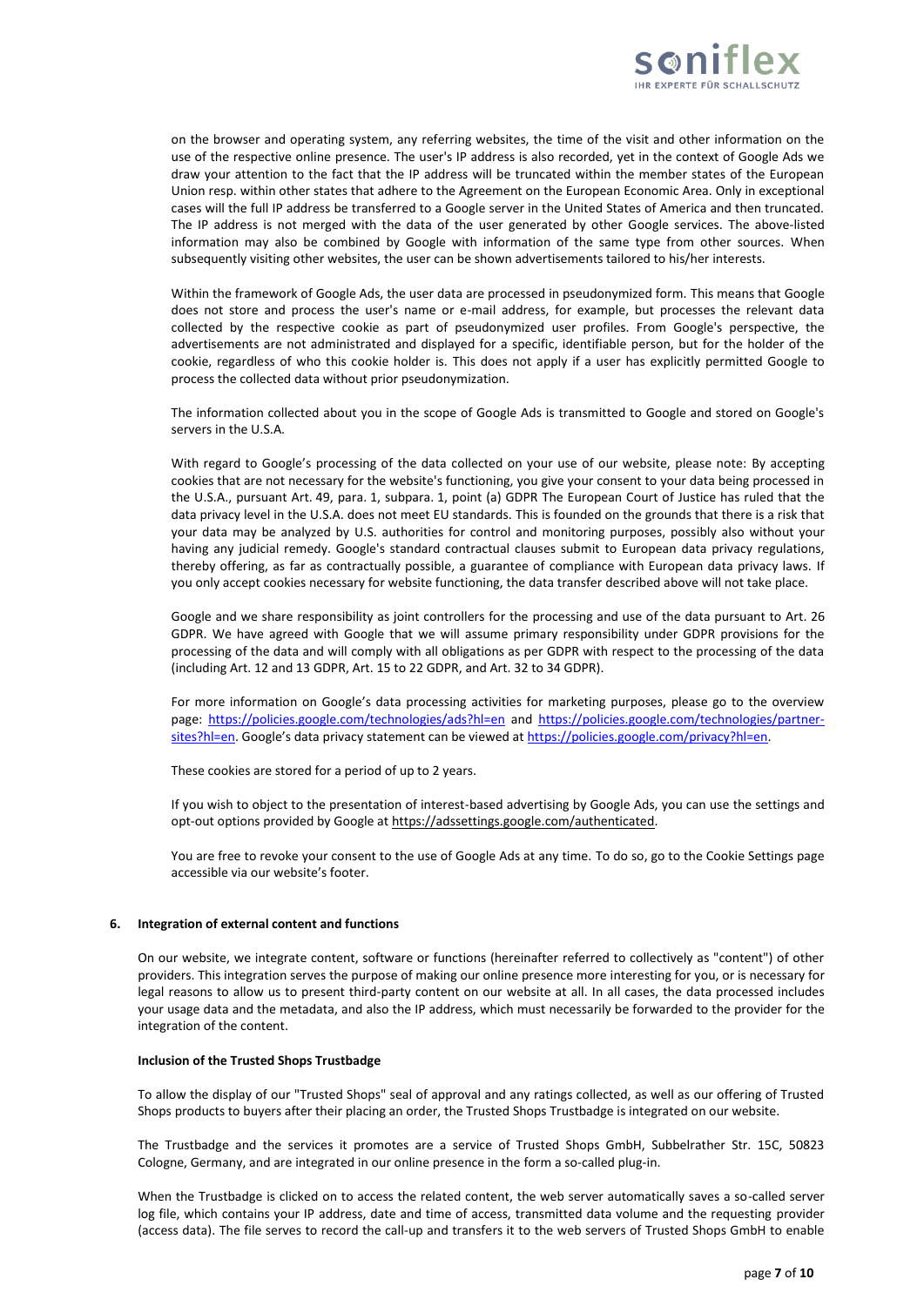on the browser and operating system, any referring websites, the time of the visit and other information on the use of the respective online presence. The user's IP address is also recorded, yet in the context of Google Ads we draw your attention to the fact that the IP address will be truncated within the member states of the European Union resp. within other states that adhere to the Agreement on the European Economic Area. Only in exceptional cases will the full IP address be transferred to a Google server in the United States of America and then truncated. The IP address is not merged with the data of the user generated by other Google services. The above-listed information may also be combined by Google with information of the same type from other sources. When subsequently visiting other websites, the user can be shown advertisements tailored to his/her interests.

Within the framework of Google Ads, the user data are processed in pseudonymized form. This means that Google does not store and process the user's name or e-mail address, for example, but processes the relevant data collected by the respective cookie as part of pseudonymized user profiles. From Google's perspective, the advertisements are not administrated and displayed for a specific, identifiable person, but for the holder of the cookie, regardless of who this cookie holder is. This does not apply if a user has explicitly permitted Google to process the collected data without prior pseudonymization.

The information collected about you in the scope of Google Ads is transmitted to Google and stored on Google's servers in the U.S.A.

With regard to Google's processing of the data collected on your use of our website, please note: By accepting cookies that are not necessary for the website's functioning, you give your consent to your data being processed in the U.S.A., pursuant Art. 49, para. 1, subpara. 1, point (a) GDPR The European Court of Justice has ruled that the data privacy level in the U.S.A. does not meet EU standards. This is founded on the grounds that there is a risk that your data may be analyzed by U.S. authorities for control and monitoring purposes, possibly also without your having any judicial remedy. Google's standard contractual clauses submit to European data privacy regulations, thereby offering, as far as contractually possible, a guarantee of compliance with European data privacy laws. If you only accept cookies necessary for website functioning, the data transfer described above will not take place.

Google and we share responsibility as joint controllers for the processing and use of the data pursuant to Art. 26 GDPR. We have agreed with Google that we will assume primary responsibility under GDPR provisions for the processing of the data and will comply with all obligations as per GDPR with respect to the processing of the data (including Art. 12 and 13 GDPR, Art. 15 to 22 GDPR, and Art. 32 to 34 GDPR).

For more information on Google's data processing activities for marketing purposes, please go to the overview page: https://policies.google.com/technologies/ads?hl=en and https://policies.google.com/technologies/partner-sites?hl=en. Google's data privacy statement can be viewed at https://policies.google.com/privacy?hl=en.

These cookies are stored for a period of up to 2 years.

If you wish to object to the presentation of interest-based advertising by Google Ads, you can use the settings and opt-out options provided by Google at https://adssettings.google.com/authenticated.

You are free to revoke your consent to the use of Google Ads at any time. To do so, go to the Cookie Settings page accessible via our website's footer.

## 6. Integration of external content and functions

On our website, we integrate content, software or functions (hereinafter referred to collectively as "content") of other providers. This integration serves the purpose of making our online presence more interesting for you, or is necessary for legal reasons to allow us to present third-party content on our website at all. In all cases, the data processed includes your usage data and the metadata, and also the IP address, which must necessarily be forwarded to the provider for the integration of the content.

### Inclusion of the Trusted Shops Trustbadge

To allow the display of our "Trusted Shops" seal of approval and any ratings collected, as well as our offering of Trusted Shops products to buyers after their placing an order, the Trusted Shops Trustbadge is integrated on our website.

The Trustbadge and the services it promotes are a service of Trusted Shops GmbH, Subbelrather Str. 15C, 50823 Cologne, Germany, and are integrated in our online presence in the form a so-called plug-in.

When the Trustbadge is clicked on to access the related content, the web server automatically saves a so-called server log file, which contains your IP address, date and time of access, transmitted data volume and the requesting provider (access data). The file serves to record the call-up and transfers it to the web servers of Trusted Shops GmbH to enable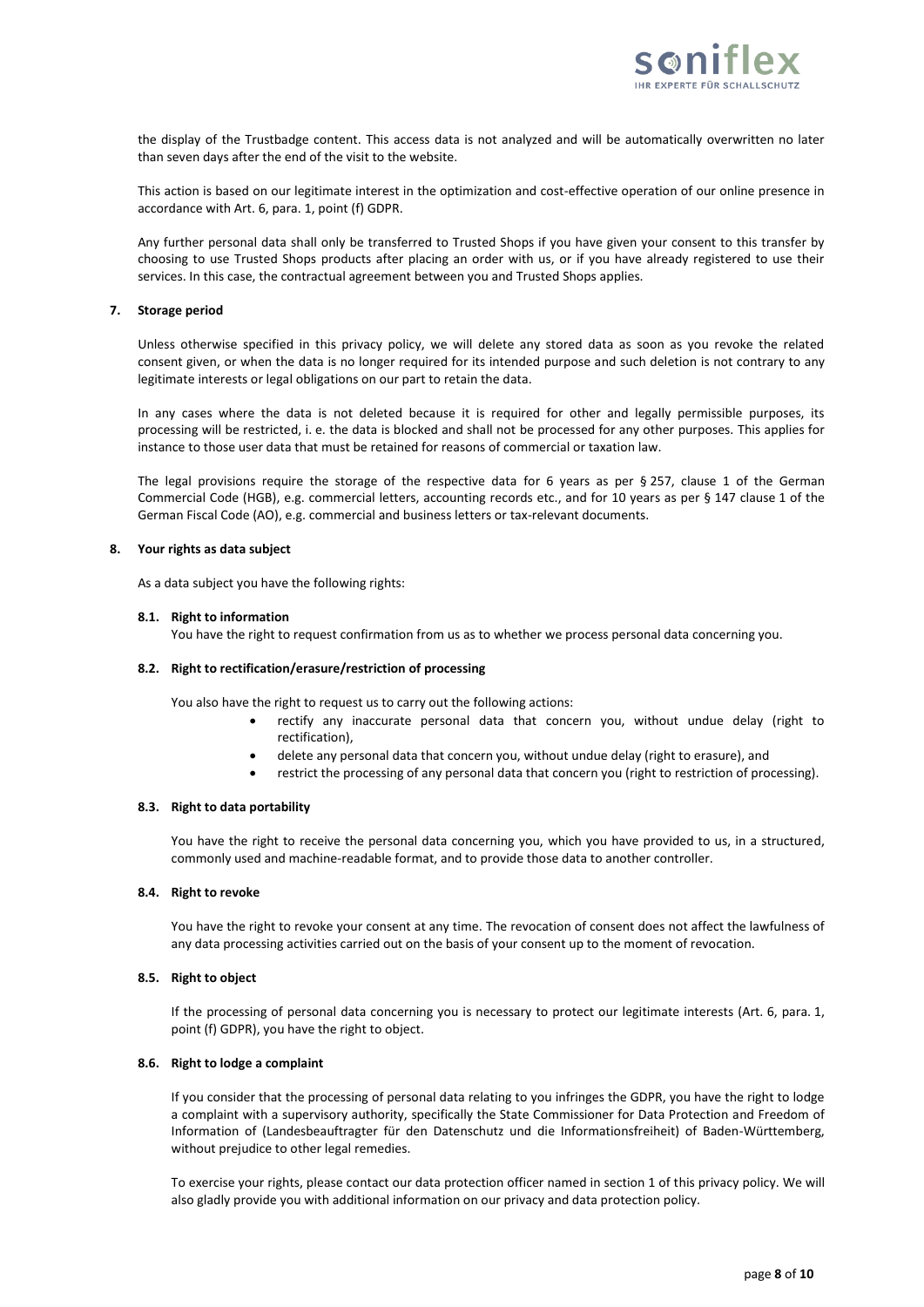the display of the Trustbadge content. This access data is not analyzed and will be automatically overwritten no later than seven days after the end of the visit to the website.

This action is based on our legitimate interest in the optimization and cost-effective operation of our online presence in accordance with Art. 6, para. 1, point (f) GDPR.

Any further personal data shall only be transferred to Trusted Shops if you have given your consent to this transfer by choosing to use Trusted Shops products after placing an order with us, or if you have already registered to use their services. In this case, the contractual agreement between you and Trusted Shops applies.

## 7. Storage period

Unless otherwise specified in this privacy policy, we will delete any stored data as soon as you revoke the related consent given, or when the data is no longer required for its intended purpose and such deletion is not contrary to any legitimate interests or legal obligations on our part to retain the data.

In any cases where the data is not deleted because it is required for other and legally permissible purposes, its processing will be restricted, i. e. the data is blocked and shall not be processed for any other purposes. This applies for instance to those user data that must be retained for reasons of commercial or taxation law.

The legal provisions require the storage of the respective data for 6 years as per § 257, clause 1 of the German Commercial Code (HGB), e.g. commercial letters, accounting records etc., and for 10 years as per § 147 clause 1 of the German Fiscal Code (AO), e.g. commercial and business letters or tax-relevant documents.

## 8. Your rights as data subject

As a data subject you have the following rights:

### 8.1. Right to information

You have the right to request confirmation from us as to whether we process personal data concerning you.

### 8.2. Right to rectification/erasure/restriction of processing

You also have the right to request us to carry out the following actions:

- rectify any inaccurate personal data that concern you, without undue delay (right to rectification),
- delete any personal data that concern you, without undue delay (right to erasure), and
- restrict the processing of any personal data that concern you (right to restriction of processing).

### 8.3. Right to data portability

You have the right to receive the personal data concerning you, which you have provided to us, in a structured, commonly used and machine-readable format, and to provide those data to another controller.

### 8.4. Right to revoke

You have the right to revoke your consent at any time. The revocation of consent does not affect the lawfulness of any data processing activities carried out on the basis of your consent up to the moment of revocation.

### 8.5. Right to object

If the processing of personal data concerning you is necessary to protect our legitimate interests (Art. 6, para. 1, point (f) GDPR), you have the right to object.

### 8.6. Right to lodge a complaint

If you consider that the processing of personal data relating to you infringes the GDPR, you have the right to lodge a complaint with a supervisory authority, specifically the State Commissioner for Data Protection and Freedom of Information of (Landesbeauftragter für den Datenschutz und die Informationsfreiheit) of Baden-Württemberg, without prejudice to other legal remedies.

To exercise your rights, please contact our data protection officer named in section 1 of this privacy policy. We will also gladly provide you with additional information on our privacy and data protection policy.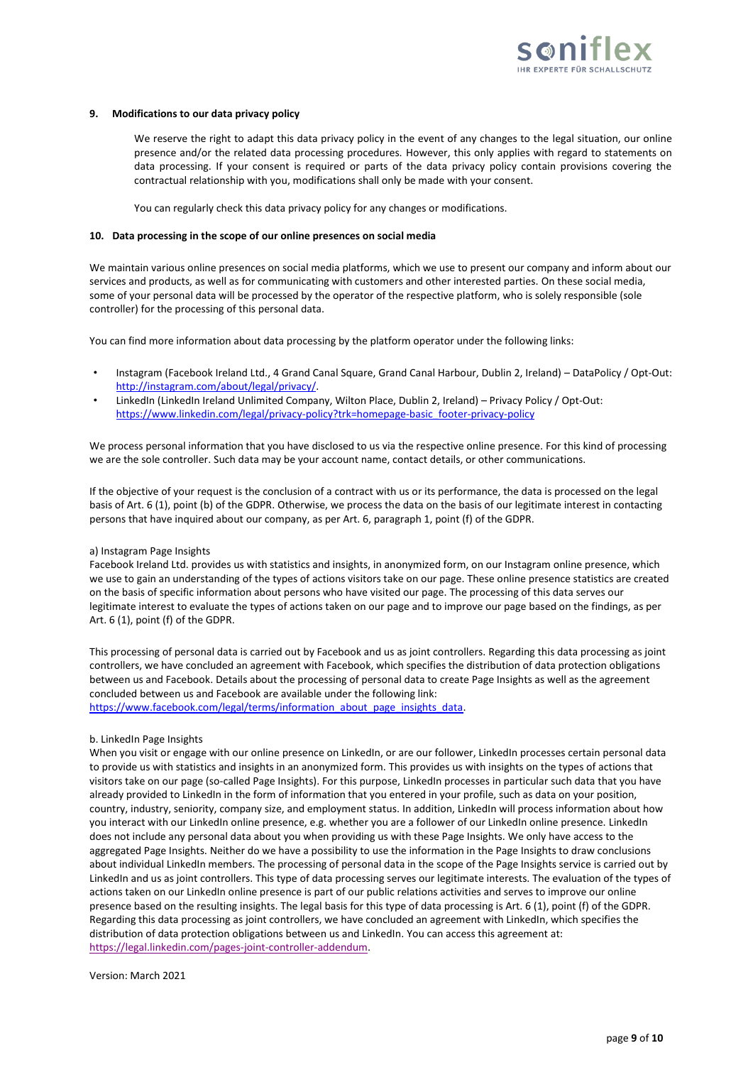## 9. Modifications to our data privacy policy

We reserve the right to adapt this data privacy policy in the event of any changes to the legal situation, our online presence and/or the related data processing procedures. However, this only applies with regard to statements on data processing. If your consent is required or parts of the data privacy policy contain provisions covering the contractual relationship with you, modifications shall only be made with your consent.

You can regularly check this data privacy policy for any changes or modifications.

## 10. Data processing in the scope of our online presences on social media

We maintain various online presences on social media platforms, which we use to present our company and inform about our services and products, as well as for communicating with customers and other interested parties. On these social media, some of your personal data will be processed by the operator of the respective platform, who is solely responsible (sole controller) for the processing of this personal data.

You can find more information about data processing by the platform operator under the following links:

- Instagram (Facebook Ireland Ltd., 4 Grand Canal Square, Grand Canal Harbour, Dublin 2, Ireland) – DataPolicy / Opt-Out: http://instagram.com/about/legal/privacy/.
- LinkedIn (LinkedIn Ireland Unlimited Company, Wilton Place, Dublin 2, Ireland) – Privacy Policy / Opt-Out: https://www.linkedin.com/legal/privacy-policy?trk=homepage-basic_footer-privacy-policy

We process personal information that you have disclosed to us via the respective online presence. For this kind of processing we are the sole controller. Such data may be your account name, contact details, or other communications.

If the objective of your request is the conclusion of a contract with us or its performance, the data is processed on the legal basis of Art. 6 (1), point (b) of the GDPR. Otherwise, we process the data on the basis of our legitimate interest in contacting persons that have inquired about our company, as per Art. 6, paragraph 1, point (f) of the GDPR.

a) Instagram Page Insights
Facebook Ireland Ltd. provides us with statistics and insights, in anonymized form, on our Instagram online presence, which we use to gain an understanding of the types of actions visitors take on our page. These online presence statistics are created on the basis of specific information about persons who have visited our page. The processing of this data serves our legitimate interest to evaluate the types of actions taken on our page and to improve our page based on the findings, as per Art. 6 (1), point (f) of the GDPR.

This processing of personal data is carried out by Facebook and us as joint controllers. Regarding this data processing as joint controllers, we have concluded an agreement with Facebook, which specifies the distribution of data protection obligations between us and Facebook. Details about the processing of personal data to create Page Insights as well as the agreement concluded between us and Facebook are available under the following link:
https://www.facebook.com/legal/terms/information_about_page_insights_data.

b. LinkedIn Page Insights
When you visit or engage with our online presence on LinkedIn, or are our follower, LinkedIn processes certain personal data to provide us with statistics and insights in an anonymized form. This provides us with insights on the types of actions that visitors take on our page (so-called Page Insights). For this purpose, LinkedIn processes in particular such data that you have already provided to LinkedIn in the form of information that you entered in your profile, such as data on your position, country, industry, seniority, company size, and employment status. In addition, LinkedIn will process information about how you interact with our LinkedIn online presence, e.g. whether you are a follower of our LinkedIn online presence. LinkedIn does not include any personal data about you when providing us with these Page Insights. We only have access to the aggregated Page Insights. Neither do we have a possibility to use the information in the Page Insights to draw conclusions about individual LinkedIn members. The processing of personal data in the scope of the Page Insights service is carried out by LinkedIn and us as joint controllers. This type of data processing serves our legitimate interests. The evaluation of the types of actions taken on our LinkedIn online presence is part of our public relations activities and serves to improve our online presence based on the resulting insights. The legal basis for this type of data processing is Art. 6 (1), point (f) of the GDPR. Regarding this data processing as joint controllers, we have concluded an agreement with LinkedIn, which specifies the distribution of data protection obligations between us and LinkedIn. You can access this agreement at: https://legal.linkedin.com/pages-joint-controller-addendum.

Version: March 2021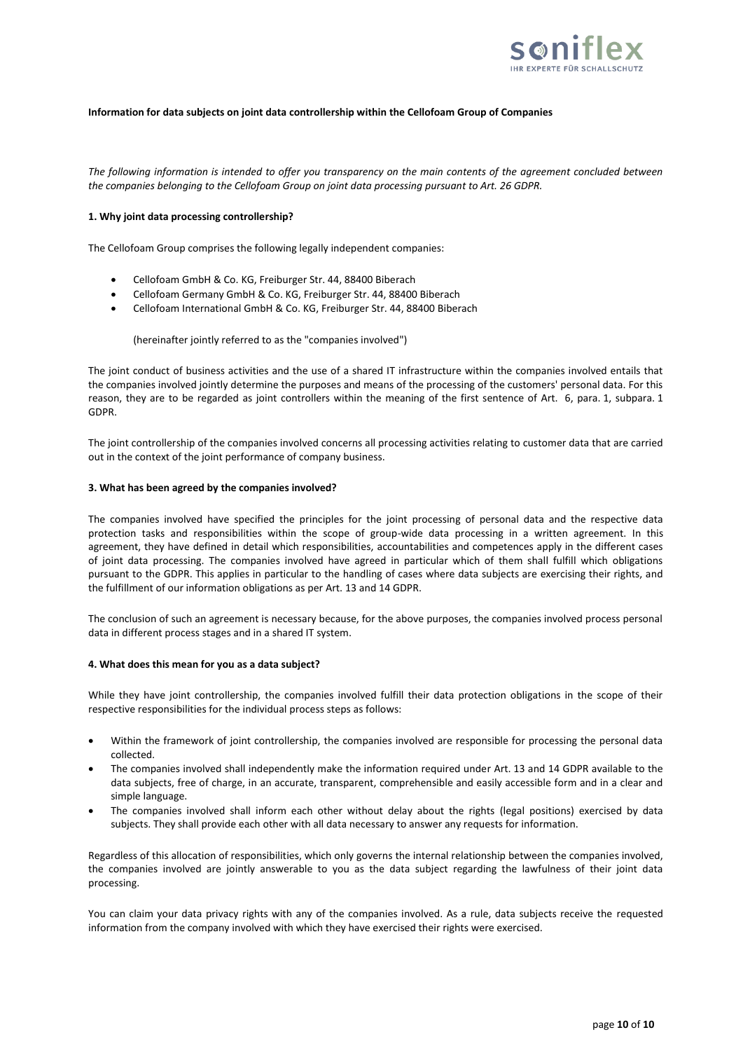**Information for data subjects on joint data controllership within the Cellofoam Group of Companies**

*The following information is intended to offer you transparency on the main contents of the agreement concluded between the companies belonging to the Cellofoam Group on joint data processing pursuant to Art. 26 GDPR.*

**1. Why joint data processing controllership?**

The Cellofoam Group comprises the following legally independent companies:

- Cellofoam GmbH & Co. KG, Freiburger Str. 44, 88400 Biberach
- Cellofoam Germany GmbH & Co. KG, Freiburger Str. 44, 88400 Biberach
- Cellofoam International GmbH & Co. KG, Freiburger Str. 44, 88400 Biberach

(hereinafter jointly referred to as the "companies involved")

The joint conduct of business activities and the use of a shared IT infrastructure within the companies involved entails that the companies involved jointly determine the purposes and means of the processing of the customers' personal data. For this reason, they are to be regarded as joint controllers within the meaning of the first sentence of Art. 6, para. 1, subpara. 1 GDPR.

The joint controllership of the companies involved concerns all processing activities relating to customer data that are carried out in the context of the joint performance of company business.

**3. What has been agreed by the companies involved?**

The companies involved have specified the principles for the joint processing of personal data and the respective data protection tasks and responsibilities within the scope of group-wide data processing in a written agreement. In this agreement, they have defined in detail which responsibilities, accountabilities and competences apply in the different cases of joint data processing. The companies involved have agreed in particular which of them shall fulfill which obligations pursuant to the GDPR. This applies in particular to the handling of cases where data subjects are exercising their rights, and the fulfillment of our information obligations as per Art. 13 and 14 GDPR.

The conclusion of such an agreement is necessary because, for the above purposes, the companies involved process personal data in different process stages and in a shared IT system.

**4. What does this mean for you as a data subject?**

While they have joint controllership, the companies involved fulfill their data protection obligations in the scope of their respective responsibilities for the individual process steps as follows:

- Within the framework of joint controllership, the companies involved are responsible for processing the personal data collected.
- The companies involved shall independently make the information required under Art. 13 and 14 GDPR available to the data subjects, free of charge, in an accurate, transparent, comprehensible and easily accessible form and in a clear and simple language.
- The companies involved shall inform each other without delay about the rights (legal positions) exercised by data subjects. They shall provide each other with all data necessary to answer any requests for information.

Regardless of this allocation of responsibilities, which only governs the internal relationship between the companies involved, the companies involved are jointly answerable to you as the data subject regarding the lawfulness of their joint data processing.

You can claim your data privacy rights with any of the companies involved. As a rule, data subjects receive the requested information from the company involved with which they have exercised their rights were exercised.